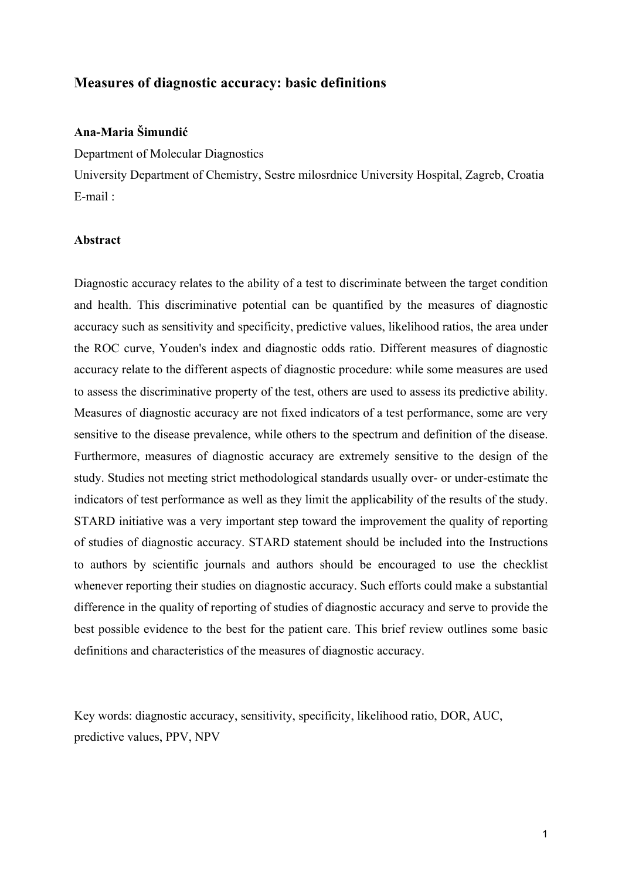# Measures of diagnostic accuracy: basic definitions

**Ana-Maria Šimundić**

Department of Molecular Diagnostics

University Department of Chemistry, Sestre milosrdnice University Hospital, Zagreb, Croatia

E-mail :

**Abstract**

Diagnostic accuracy relates to the ability of a test to discriminate between the target condition and health. This discriminative potential can be quantified by the measures of diagnostic accuracy such as sensitivity and specificity, predictive values, likelihood ratios, the area under the ROC curve, Youden's index and diagnostic odds ratio. Different measures of diagnostic accuracy relate to the different aspects of diagnostic procedure: while some measures are used to assess the discriminative property of the test, others are used to assess its predictive ability. Measures of diagnostic accuracy are not fixed indicators of a test performance, some are very sensitive to the disease prevalence, while others to the spectrum and definition of the disease. Furthermore, measures of diagnostic accuracy are extremely sensitive to the design of the study. Studies not meeting strict methodological standards usually over- or under-estimate the indicators of test performance as well as they limit the applicability of the results of the study. STARD initiative was a very important step toward the improvement the quality of reporting of studies of diagnostic accuracy. STARD statement should be included into the Instructions to authors by scientific journals and authors should be encouraged to use the checklist whenever reporting their studies on diagnostic accuracy. Such efforts could make a substantial difference in the quality of reporting of studies of diagnostic accuracy and serve to provide the best possible evidence to the best for the patient care. This brief review outlines some basic definitions and characteristics of the measures of diagnostic accuracy.

Key words: diagnostic accuracy, sensitivity, specificity, likelihood ratio, DOR, AUC, predictive values, PPV, NPV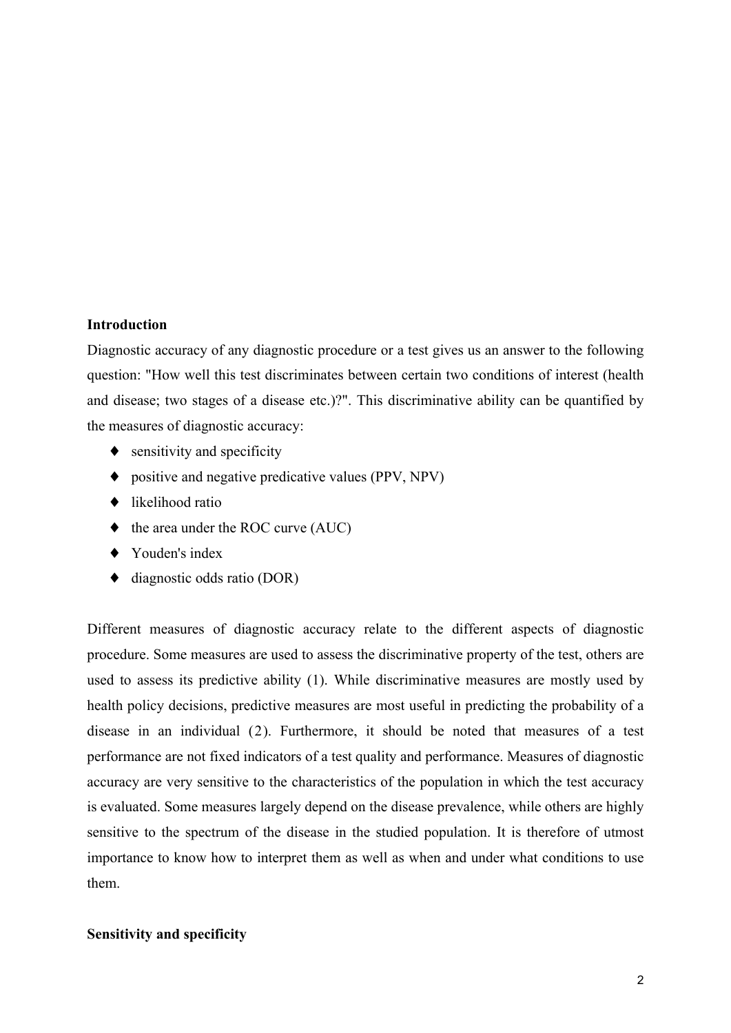## Introduction

Diagnostic accuracy of any diagnostic procedure or a test gives us an answer to the following question: "How well this test discriminates between certain two conditions of interest (health and disease; two stages of a disease etc.)?". This discriminative ability can be quantified by the measures of diagnostic accuracy:

- sensitivity and specificity
- positive and negative predicative values (PPV, NPV)
- likelihood ratio
- the area under the ROC curve (AUC)
- Youden's index
- diagnostic odds ratio (DOR)

Different measures of diagnostic accuracy relate to the different aspects of diagnostic procedure. Some measures are used to assess the discriminative property of the test, others are used to assess its predictive ability (1). While discriminative measures are mostly used by health policy decisions, predictive measures are most useful in predicting the probability of a disease in an individual (2). Furthermore, it should be noted that measures of a test performance are not fixed indicators of a test quality and performance. Measures of diagnostic accuracy are very sensitive to the characteristics of the population in which the test accuracy is evaluated. Some measures largely depend on the disease prevalence, while others are highly sensitive to the spectrum of the disease in the studied population. It is therefore of utmost importance to know how to interpret them as well as when and under what conditions to use them.

## Sensitivity and specificity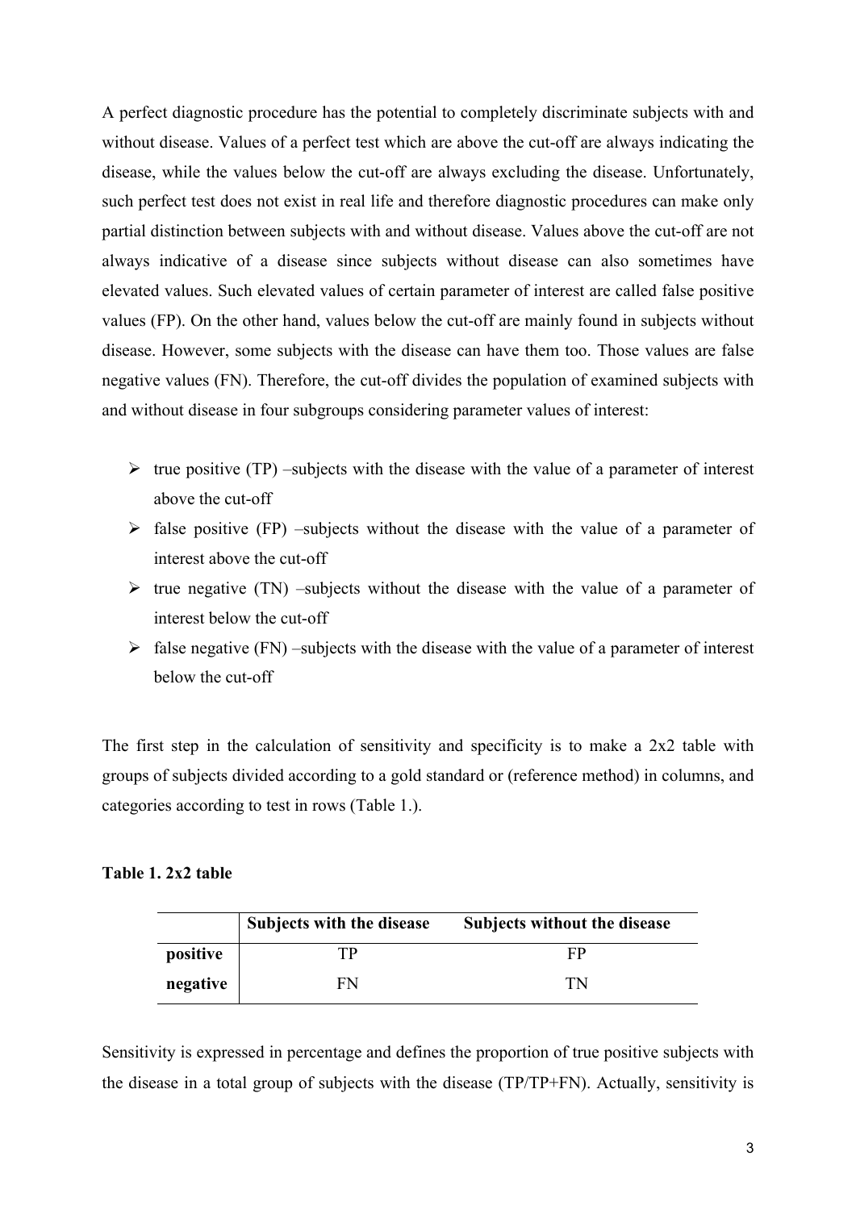A perfect diagnostic procedure has the potential to completely discriminate subjects with and without disease. Values of a perfect test which are above the cut-off are always indicating the disease, while the values below the cut-off are always excluding the disease. Unfortunately, such perfect test does not exist in real life and therefore diagnostic procedures can make only partial distinction between subjects with and without disease. Values above the cut-off are not always indicative of a disease since subjects without disease can also sometimes have elevated values. Such elevated values of certain parameter of interest are called false positive values (FP). On the other hand, values below the cut-off are mainly found in subjects without disease. However, some subjects with the disease can have them too. Those values are false negative values (FN). Therefore, the cut-off divides the population of examined subjects with and without disease in four subgroups considering parameter values of interest:

- true positive (TP) –subjects with the disease with the value of a parameter of interest above the cut-off
- false positive (FP) –subjects without the disease with the value of a parameter of interest above the cut-off
- true negative (TN) –subjects without the disease with the value of a parameter of interest below the cut-off
- false negative (FN) –subjects with the disease with the value of a parameter of interest below the cut-off

The first step in the calculation of sensitivity and specificity is to make a 2x2 table with groups of subjects divided according to a gold standard or (reference method) in columns, and categories according to test in rows (Table 1.).

**Table 1. 2x2 table**

| | Subjects with the disease | Subjects without the disease |
|---|---|---|
| **positive** | TP | FP |
| **negative** | FN | TN |

Sensitivity is expressed in percentage and defines the proportion of true positive subjects with the disease in a total group of subjects with the disease (TP/TP+FN). Actually, sensitivity is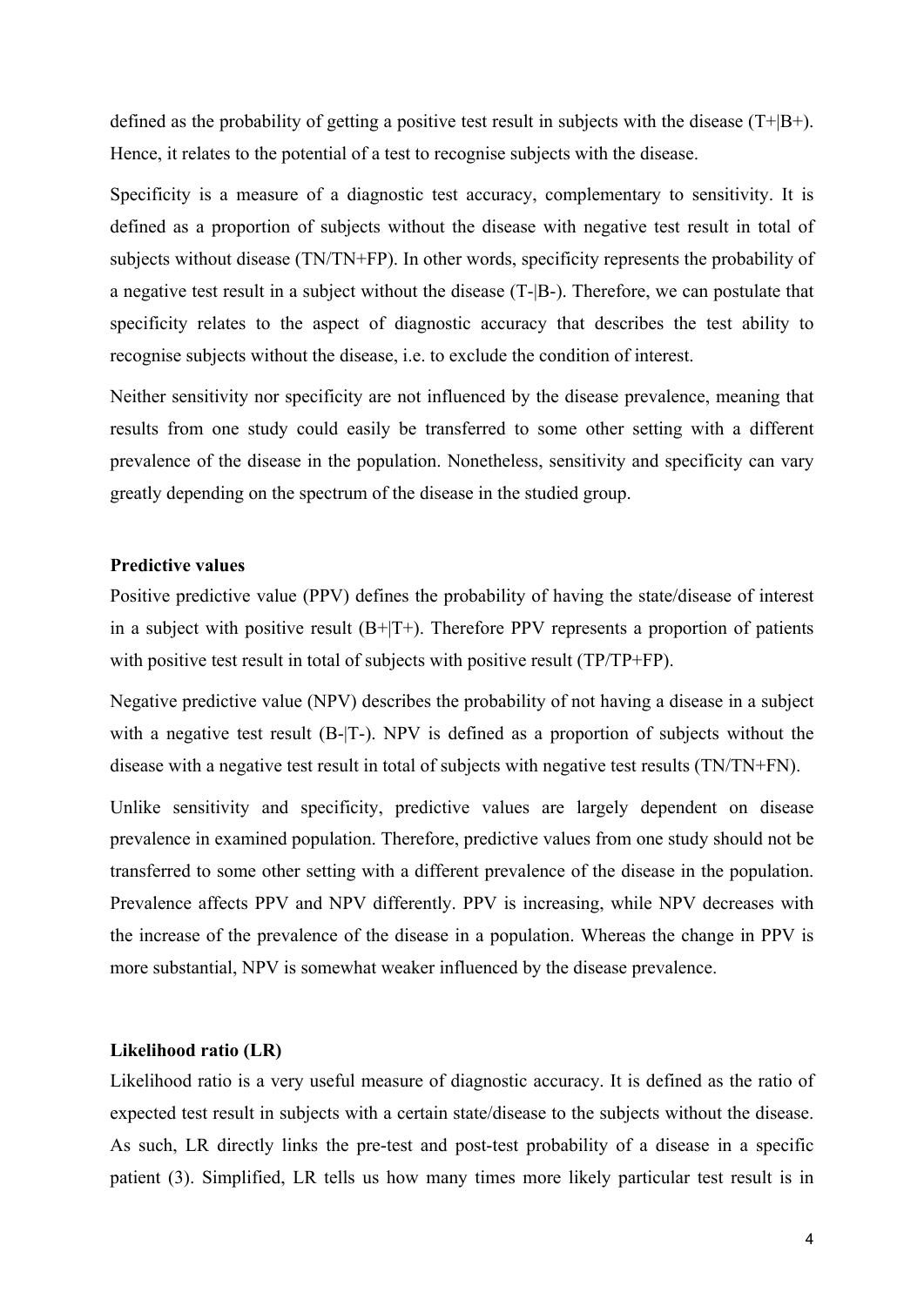defined as the probability of getting a positive test result in subjects with the disease (T+|B+). Hence, it relates to the potential of a test to recognise subjects with the disease.

Specificity is a measure of a diagnostic test accuracy, complementary to sensitivity. It is defined as a proportion of subjects without the disease with negative test result in total of subjects without disease (TN/TN+FP). In other words, specificity represents the probability of a negative test result in a subject without the disease (T-|B-). Therefore, we can postulate that specificity relates to the aspect of diagnostic accuracy that describes the test ability to recognise subjects without the disease, i.e. to exclude the condition of interest.

Neither sensitivity nor specificity are not influenced by the disease prevalence, meaning that results from one study could easily be transferred to some other setting with a different prevalence of the disease in the population. Nonetheless, sensitivity and specificity can vary greatly depending on the spectrum of the disease in the studied group.

**Predictive values**

Positive predictive value (PPV) defines the probability of having the state/disease of interest in a subject with positive result (B+|T+). Therefore PPV represents a proportion of patients with positive test result in total of subjects with positive result (TP/TP+FP).

Negative predictive value (NPV) describes the probability of not having a disease in a subject with a negative test result (B-|T-). NPV is defined as a proportion of subjects without the disease with a negative test result in total of subjects with negative test results (TN/TN+FN).

Unlike sensitivity and specificity, predictive values are largely dependent on disease prevalence in examined population. Therefore, predictive values from one study should not be transferred to some other setting with a different prevalence of the disease in the population. Prevalence affects PPV and NPV differently. PPV is increasing, while NPV decreases with the increase of the prevalence of the disease in a population. Whereas the change in PPV is more substantial, NPV is somewhat weaker influenced by the disease prevalence.

**Likelihood ratio (LR)**

Likelihood ratio is a very useful measure of diagnostic accuracy. It is defined as the ratio of expected test result in subjects with a certain state/disease to the subjects without the disease. As such, LR directly links the pre-test and post-test probability of a disease in a specific patient (3). Simplified, LR tells us how many times more likely particular test result is in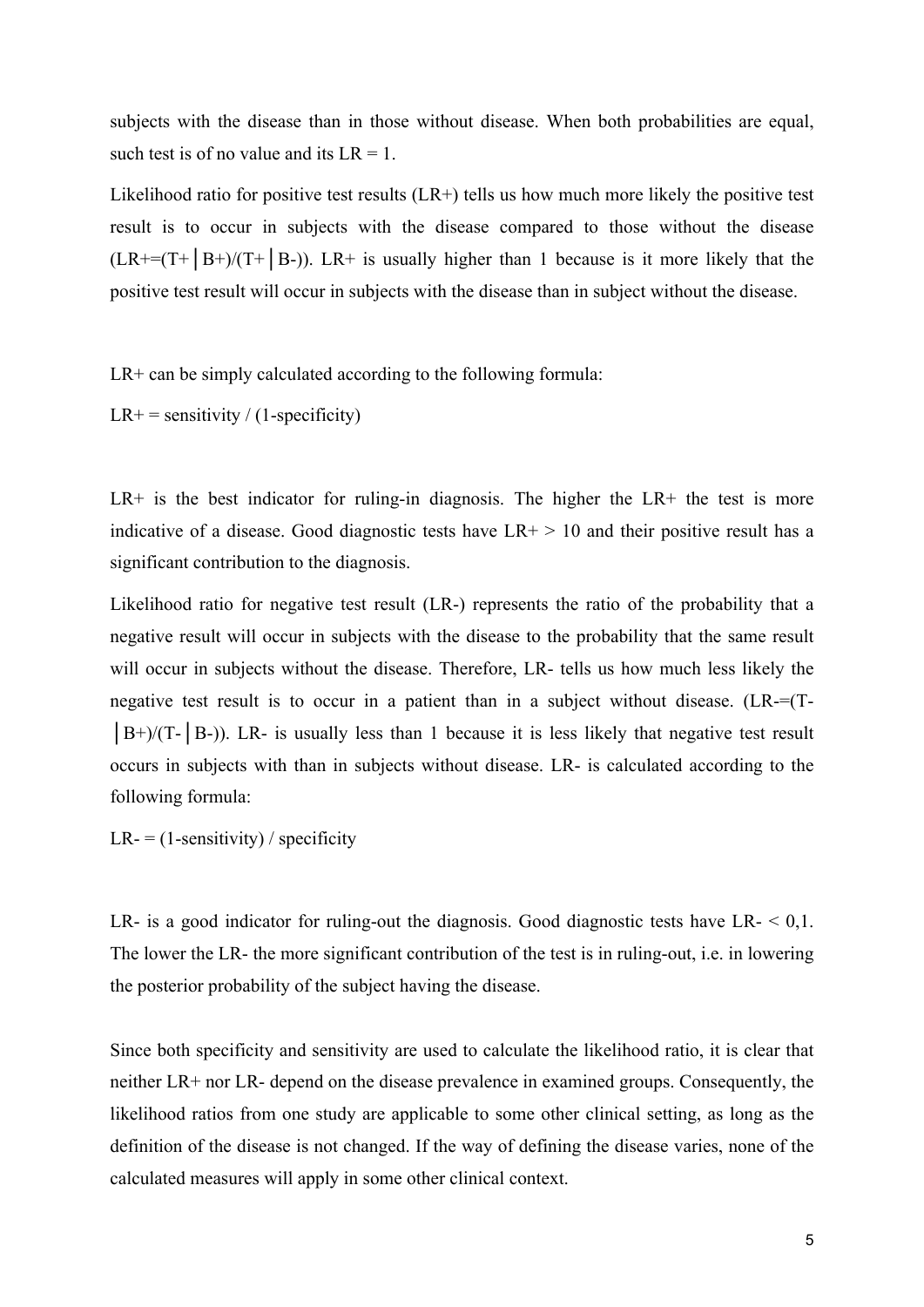subjects with the disease than in those without disease. When both probabilities are equal, such test is of no value and its LR = 1.

Likelihood ratio for positive test results (LR+) tells us how much more likely the positive test result is to occur in subjects with the disease compared to those without the disease (LR+=(T+│B+)/(T+│B-)). LR+ is usually higher than 1 because is it more likely that the positive test result will occur in subjects with the disease than in subject without the disease.

LR+ can be simply calculated according to the following formula:

LR+ = sensitivity / (1-specificity)

LR+ is the best indicator for ruling-in diagnosis. The higher the LR+ the test is more indicative of a disease. Good diagnostic tests have LR+ > 10 and their positive result has a significant contribution to the diagnosis.

Likelihood ratio for negative test result (LR-) represents the ratio of the probability that a negative result will occur in subjects with the disease to the probability that the same result will occur in subjects without the disease. Therefore, LR- tells us how much less likely the negative test result is to occur in a patient than in a subject without disease. (LR-=(T-│B+)/(T-│B-)). LR- is usually less than 1 because it is less likely that negative test result occurs in subjects with than in subjects without disease. LR- is calculated according to the following formula:

LR- = (1-sensitivity) / specificity

LR- is a good indicator for ruling-out the diagnosis. Good diagnostic tests have LR- < 0,1. The lower the LR- the more significant contribution of the test is in ruling-out, i.e. in lowering the posterior probability of the subject having the disease.

Since both specificity and sensitivity are used to calculate the likelihood ratio, it is clear that neither LR+ nor LR- depend on the disease prevalence in examined groups. Consequently, the likelihood ratios from one study are applicable to some other clinical setting, as long as the definition of the disease is not changed. If the way of defining the disease varies, none of the calculated measures will apply in some other clinical context.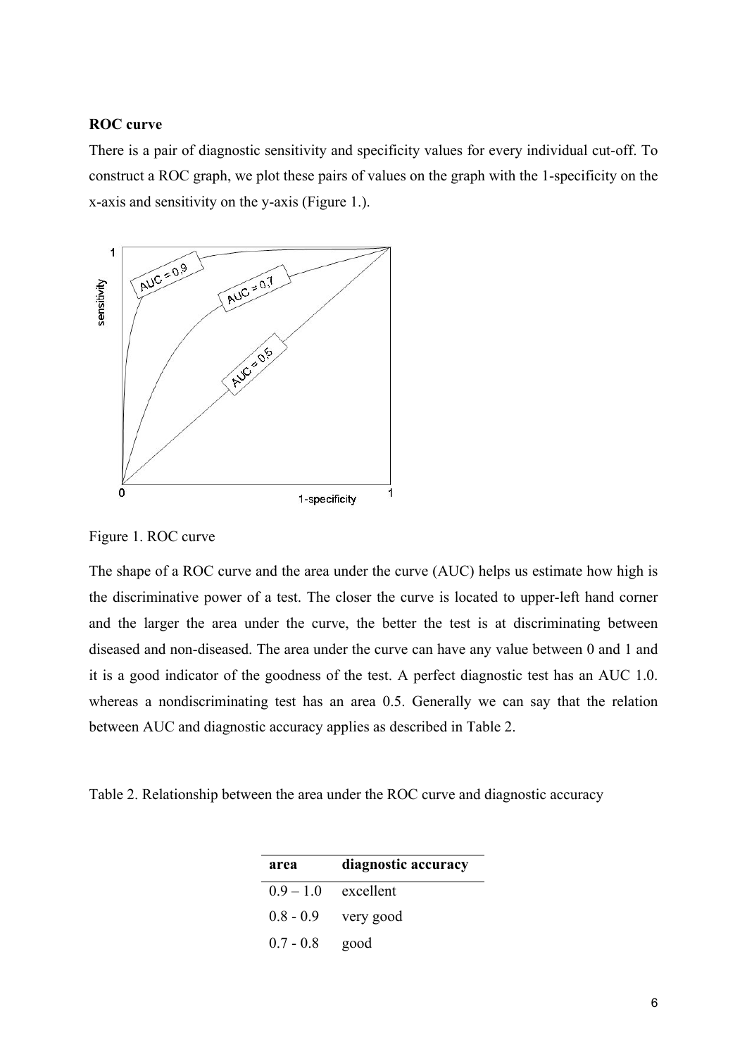**ROC curve**

There is a pair of diagnostic sensitivity and specificity values for every individual cut-off. To construct a ROC graph, we plot these pairs of values on the graph with the 1-specificity on the x-axis and sensitivity on the y-axis (Figure 1.).

1

sensitivity

AUC = 0,9

AUC = 0,7

AUC = 0,5

0

1-specificity

1

Figure 1. ROC curve

The shape of a ROC curve and the area under the curve (AUC) helps us estimate how high is the discriminative power of a test. The closer the curve is located to upper-left hand corner and the larger the area under the curve, the better the test is at discriminating between diseased and non-diseased. The area under the curve can have any value between 0 and 1 and it is a good indicator of the goodness of the test. A perfect diagnostic test has an AUC 1.0. whereas a nondiscriminating test has an area 0.5. Generally we can say that the relation between AUC and diagnostic accuracy applies as described in Table 2.

Table 2. Relationship between the area under the ROC curve and diagnostic accuracy

| **area** | **diagnostic accuracy** |
|---|---|
| 0.9 – 1.0 | excellent |
| 0.8 - 0.9 | very good |
| 0.7 - 0.8 | good |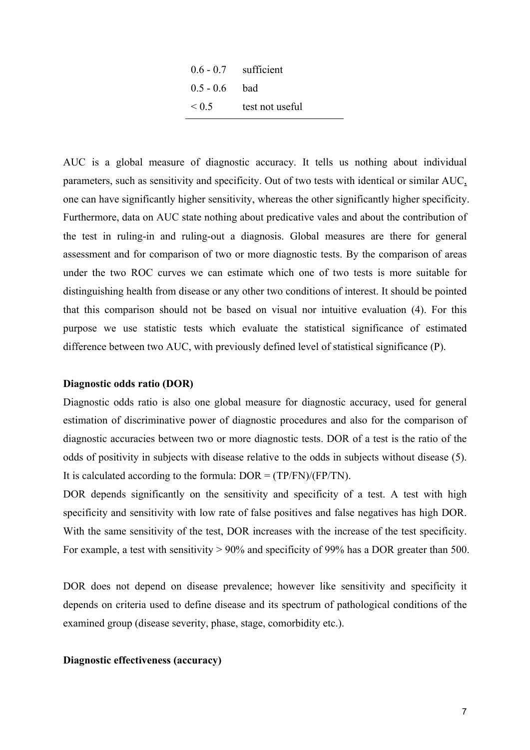| | |
|---|---|
| 0.6 - 0.7 | sufficient |
| 0.5 - 0.6 | bad |
| < 0.5 | test not useful |

AUC is a global measure of diagnostic accuracy. It tells us nothing about individual parameters, such as sensitivity and specificity. Out of two tests with identical or similar AUC, one can have significantly higher sensitivity, whereas the other significantly higher specificity. Furthermore, data on AUC state nothing about predicative vales and about the contribution of the test in ruling-in and ruling-out a diagnosis. Global measures are there for general assessment and for comparison of two or more diagnostic tests. By the comparison of areas under the two ROC curves we can estimate which one of two tests is more suitable for distinguishing health from disease or any other two conditions of interest. It should be pointed that this comparison should not be based on visual nor intuitive evaluation (4). For this purpose we use statistic tests which evaluate the statistical significance of estimated difference between two AUC, with previously defined level of statistical significance (P).

**Diagnostic odds ratio (DOR)**

Diagnostic odds ratio is also one global measure for diagnostic accuracy, used for general estimation of discriminative power of diagnostic procedures and also for the comparison of diagnostic accuracies between two or more diagnostic tests. DOR of a test is the ratio of the odds of positivity in subjects with disease relative to the odds in subjects without disease (5). It is calculated according to the formula: $DOR = (TP/FN)/(FP/TN)$.

DOR depends significantly on the sensitivity and specificity of a test. A test with high specificity and sensitivity with low rate of false positives and false negatives has high DOR. With the same sensitivity of the test, DOR increases with the increase of the test specificity. For example, a test with sensitivity > 90% and specificity of 99% has a DOR greater than 500.

DOR does not depend on disease prevalence; however like sensitivity and specificity it depends on criteria used to define disease and its spectrum of pathological conditions of the examined group (disease severity, phase, stage, comorbidity etc.).

**Diagnostic effectiveness (accuracy)**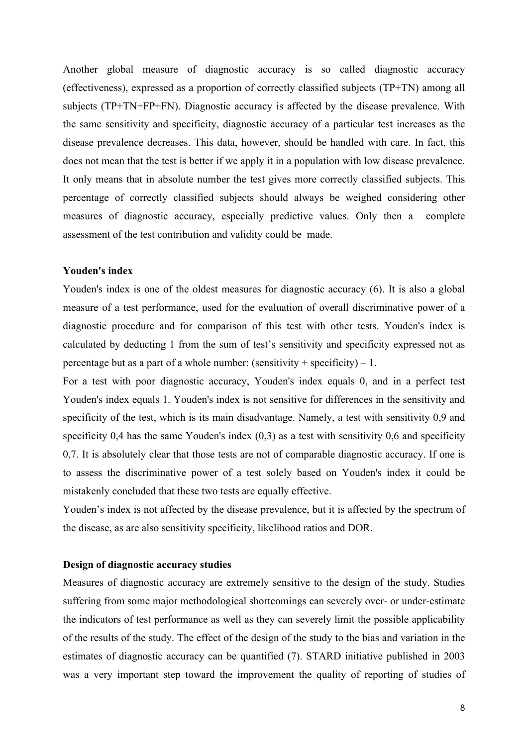Another global measure of diagnostic accuracy is so called diagnostic accuracy (effectiveness), expressed as a proportion of correctly classified subjects (TP+TN) among all subjects (TP+TN+FP+FN). Diagnostic accuracy is affected by the disease prevalence. With the same sensitivity and specificity, diagnostic accuracy of a particular test increases as the disease prevalence decreases. This data, however, should be handled with care. In fact, this does not mean that the test is better if we apply it in a population with low disease prevalence. It only means that in absolute number the test gives more correctly classified subjects. This percentage of correctly classified subjects should always be weighed considering other measures of diagnostic accuracy, especially predictive values. Only then a complete assessment of the test contribution and validity could be made.

**Youden's index**

Youden's index is one of the oldest measures for diagnostic accuracy (6). It is also a global measure of a test performance, used for the evaluation of overall discriminative power of a diagnostic procedure and for comparison of this test with other tests. Youden's index is calculated by deducting 1 from the sum of test's sensitivity and specificity expressed not as percentage but as a part of a whole number: (sensitivity + specificity) – 1.

For a test with poor diagnostic accuracy, Youden's index equals 0, and in a perfect test Youden's index equals 1. Youden's index is not sensitive for differences in the sensitivity and specificity of the test, which is its main disadvantage. Namely, a test with sensitivity 0,9 and specificity 0,4 has the same Youden's index (0,3) as a test with sensitivity 0,6 and specificity 0,7. It is absolutely clear that those tests are not of comparable diagnostic accuracy. If one is to assess the discriminative power of a test solely based on Youden's index it could be mistakenly concluded that these two tests are equally effective.

Youden's index is not affected by the disease prevalence, but it is affected by the spectrum of the disease, as are also sensitivity specificity, likelihood ratios and DOR.

**Design of diagnostic accuracy studies**

Measures of diagnostic accuracy are extremely sensitive to the design of the study. Studies suffering from some major methodological shortcomings can severely over- or under-estimate the indicators of test performance as well as they can severely limit the possible applicability of the results of the study. The effect of the design of the study to the bias and variation in the estimates of diagnostic accuracy can be quantified (7). STARD initiative published in 2003 was a very important step toward the improvement the quality of reporting of studies of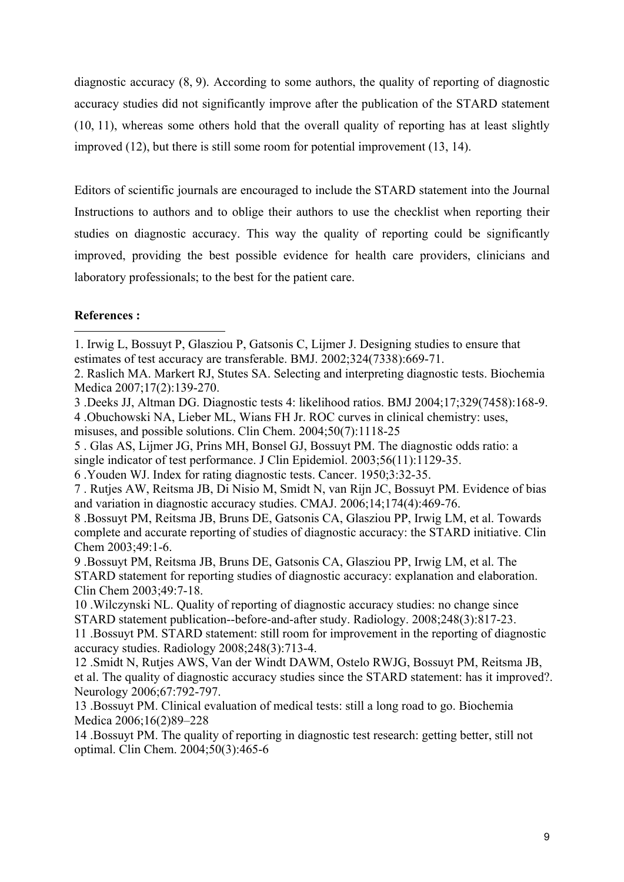diagnostic accuracy (8, 9). According to some authors, the quality of reporting of diagnostic accuracy studies did not significantly improve after the publication of the STARD statement (10, 11), whereas some others hold that the overall quality of reporting has at least slightly improved (12), but there is still some room for potential improvement (13, 14).

Editors of scientific journals are encouraged to include the STARD statement into the Journal Instructions to authors and to oblige their authors to use the checklist when reporting their studies on diagnostic accuracy. This way the quality of reporting could be significantly improved, providing the best possible evidence for health care providers, clinicians and laboratory professionals; to the best for the patient care.

**References :**

1. Irwig L, Bossuyt P, Glasziou P, Gatsonis C, Lijmer J. Designing studies to ensure that estimates of test accuracy are transferable. BMJ. 2002;324(7338):669-71.

2. Raslich MA. Markert RJ, Stutes SA. Selecting and interpreting diagnostic tests. Biochemia Medica 2007;17(2):139-270.

3 .Deeks JJ, Altman DG. Diagnostic tests 4: likelihood ratios. BMJ 2004;17;329(7458):168-9.

4 .Obuchowski NA, Lieber ML, Wians FH Jr. ROC curves in clinical chemistry: uses, misuses, and possible solutions. Clin Chem. 2004;50(7):1118-25

5 . Glas AS, Lijmer JG, Prins MH, Bonsel GJ, Bossuyt PM. The diagnostic odds ratio: a single indicator of test performance. J Clin Epidemiol. 2003;56(11):1129-35.

6 .Youden WJ. Index for rating diagnostic tests. Cancer. 1950;3:32-35.

7 . Rutjes AW, Reitsma JB, Di Nisio M, Smidt N, van Rijn JC, Bossuyt PM. Evidence of bias and variation in diagnostic accuracy studies. CMAJ. 2006;14;174(4):469-76.

8 .Bossuyt PM, Reitsma JB, Bruns DE, Gatsonis CA, Glasziou PP, Irwig LM, et al. Towards complete and accurate reporting of studies of diagnostic accuracy: the STARD initiative. Clin Chem 2003;49:1-6.

9 .Bossuyt PM, Reitsma JB, Bruns DE, Gatsonis CA, Glasziou PP, Irwig LM, et al. The STARD statement for reporting studies of diagnostic accuracy: explanation and elaboration. Clin Chem 2003;49:7-18.

10 .Wilczynski NL. Quality of reporting of diagnostic accuracy studies: no change since STARD statement publication--before-and-after study. Radiology. 2008;248(3):817-23.

11 .Bossuyt PM. STARD statement: still room for improvement in the reporting of diagnostic accuracy studies. Radiology 2008;248(3):713-4.

12 .Smidt N, Rutjes AWS, Van der Windt DAWM, Ostelo RWJG, Bossuyt PM, Reitsma JB, et al. The quality of diagnostic accuracy studies since the STARD statement: has it improved?. Neurology 2006;67:792-797.

13 .Bossuyt PM. Clinical evaluation of medical tests: still a long road to go. Biochemia Medica 2006;16(2)89–228

14 .Bossuyt PM. The quality of reporting in diagnostic test research: getting better, still not optimal. Clin Chem. 2004;50(3):465-6